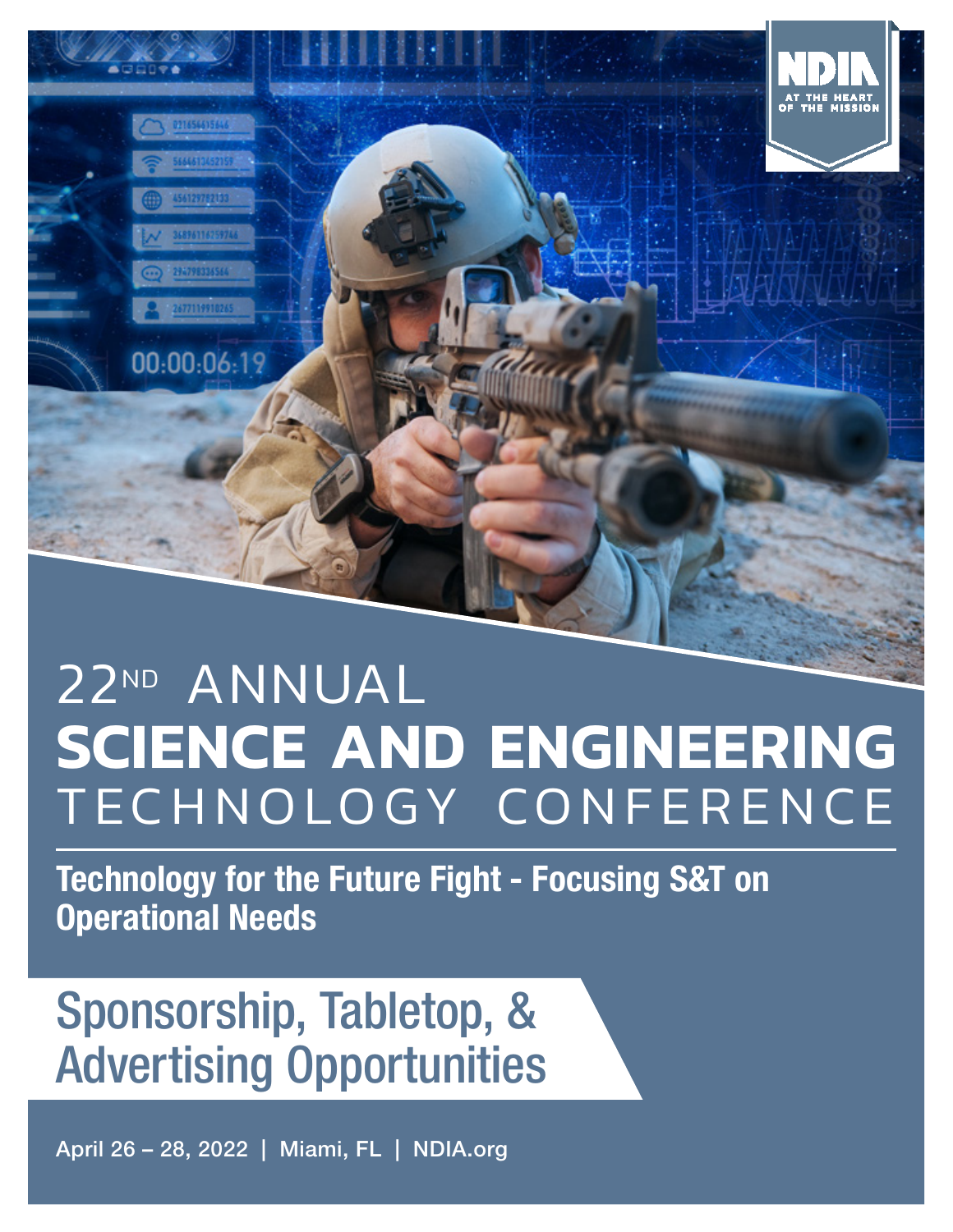NDIA
AT THE HEART OF THE MISSION

# 22ND ANNUAL SCIENCE AND ENGINEERING TECHNOLOGY CONFERENCE

**Technology for the Future Fight - Focusing S&T on Operational Needs**

## Sponsorship, Tabletop, & Advertising Opportunities

April 26 – 28, 2022 | Miami, FL | NDIA.org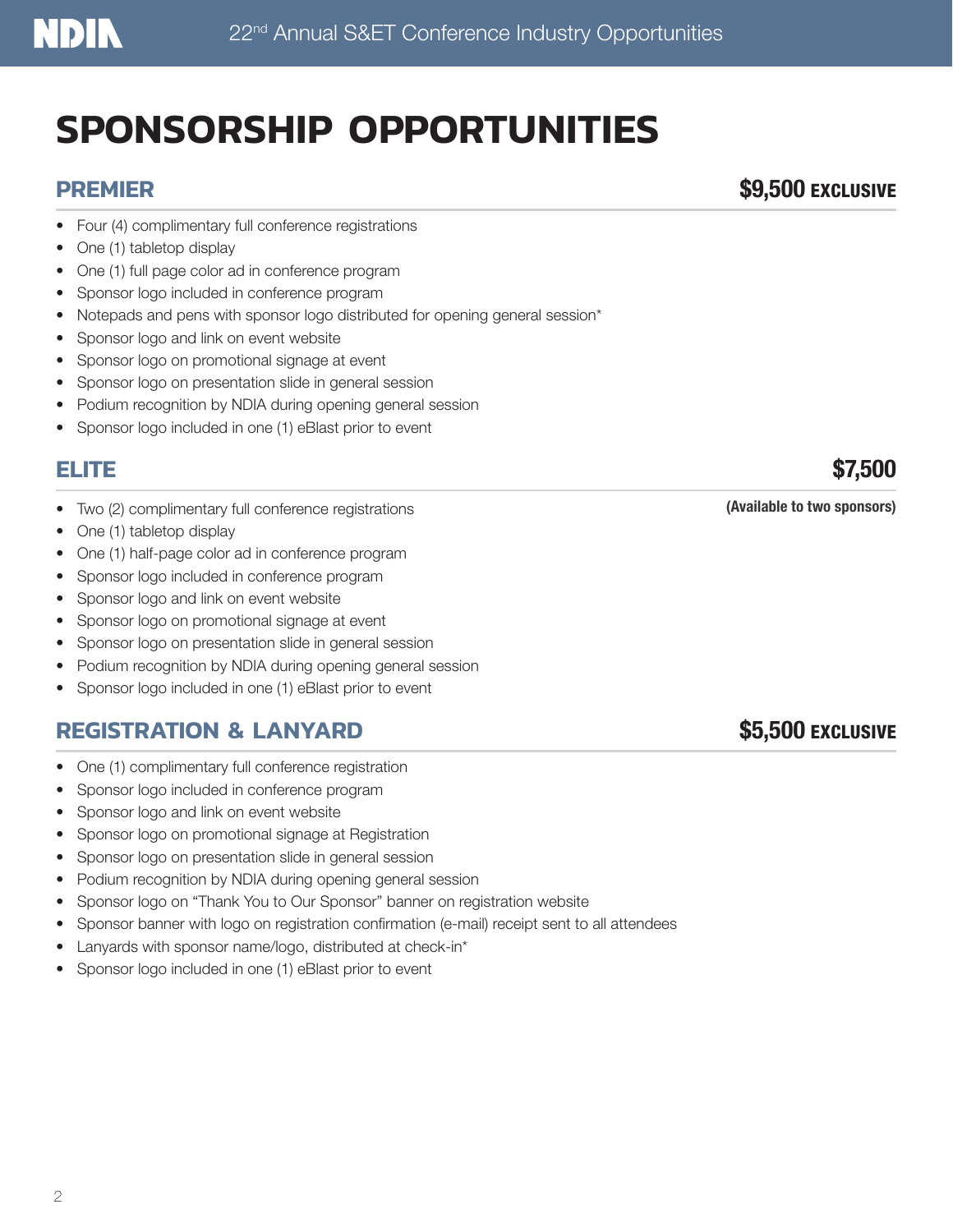# SPONSORSHIP OPPORTUNITIES

## PREMIER — $9,500 EXCLUSIVE

- Four (4) complimentary full conference registrations
- One (1) tabletop display
- One (1) full page color ad in conference program
- Sponsor logo included in conference program
- Notepads and pens with sponsor logo distributed for opening general session*
- Sponsor logo and link on event website
- Sponsor logo on promotional signage at event
- Sponsor logo on presentation slide in general session
- Podium recognition by NDIA during opening general session
- Sponsor logo included in one (1) eBlast prior to event

## ELITE — $7,500

**(Available to two sponsors)**

- Two (2) complimentary full conference registrations
- One (1) tabletop display
- One (1) half-page color ad in conference program
- Sponsor logo included in conference program
- Sponsor logo and link on event website
- Sponsor logo on promotional signage at event
- Sponsor logo on presentation slide in general session
- Podium recognition by NDIA during opening general session
- Sponsor logo included in one (1) eBlast prior to event

## REGISTRATION & LANYARD — $5,500 EXCLUSIVE

- One (1) complimentary full conference registration
- Sponsor logo included in conference program
- Sponsor logo and link on event website
- Sponsor logo on promotional signage at Registration
- Sponsor logo on presentation slide in general session
- Podium recognition by NDIA during opening general session
- Sponsor logo on "Thank You to Our Sponsor" banner on registration website
- Sponsor banner with logo on registration confirmation (e-mail) receipt sent to all attendees
- Lanyards with sponsor name/logo, distributed at check-in*
- Sponsor logo included in one (1) eBlast prior to event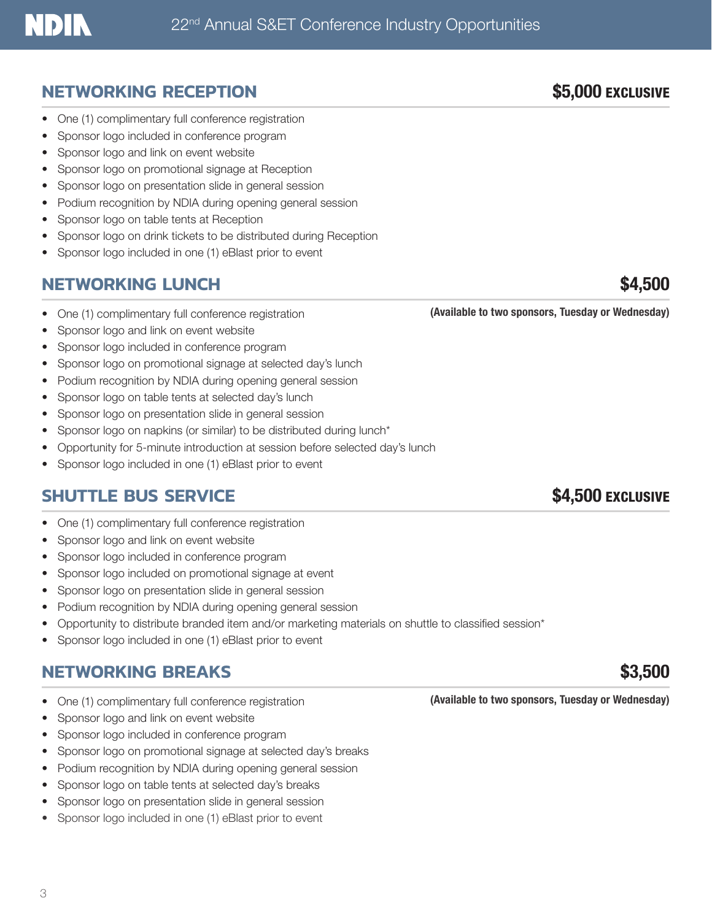## NETWORKING RECEPTION

**$5,000 EXCLUSIVE**

- One (1) complimentary full conference registration
- Sponsor logo included in conference program
- Sponsor logo and link on event website
- Sponsor logo on promotional signage at Reception
- Sponsor logo on presentation slide in general session
- Podium recognition by NDIA during opening general session
- Sponsor logo on table tents at Reception
- Sponsor logo on drink tickets to be distributed during Reception
- Sponsor logo included in one (1) eBlast prior to event

## NETWORKING LUNCH

**$4,500**

**(Available to two sponsors, Tuesday or Wednesday)**

- One (1) complimentary full conference registration
- Sponsor logo and link on event website
- Sponsor logo included in conference program
- Sponsor logo on promotional signage at selected day's lunch
- Podium recognition by NDIA during opening general session
- Sponsor logo on table tents at selected day's lunch
- Sponsor logo on presentation slide in general session
- Sponsor logo on napkins (or similar) to be distributed during lunch*
- Opportunity for 5-minute introduction at session before selected day's lunch
- Sponsor logo included in one (1) eBlast prior to event

## SHUTTLE BUS SERVICE

**$4,500 EXCLUSIVE**

- One (1) complimentary full conference registration
- Sponsor logo and link on event website
- Sponsor logo included in conference program
- Sponsor logo included on promotional signage at event
- Sponsor logo on presentation slide in general session
- Podium recognition by NDIA during opening general session
- Opportunity to distribute branded item and/or marketing materials on shuttle to classified session*
- Sponsor logo included in one (1) eBlast prior to event

## NETWORKING BREAKS

**$3,500**

**(Available to two sponsors, Tuesday or Wednesday)**

- One (1) complimentary full conference registration
- Sponsor logo and link on event website
- Sponsor logo included in conference program
- Sponsor logo on promotional signage at selected day's breaks
- Podium recognition by NDIA during opening general session
- Sponsor logo on table tents at selected day's breaks
- Sponsor logo on presentation slide in general session
- Sponsor logo included in one (1) eBlast prior to event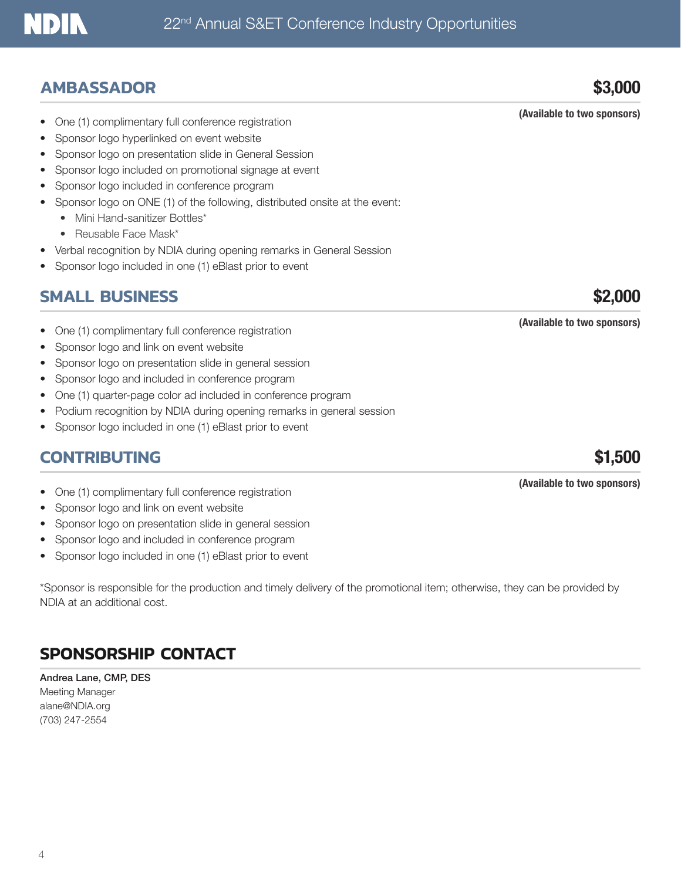## AMBASSADOR

**$3,000**

**(Available to two sponsors)**

- One (1) complimentary full conference registration
- Sponsor logo hyperlinked on event website
- Sponsor logo on presentation slide in General Session
- Sponsor logo included on promotional signage at event
- Sponsor logo included in conference program
- Sponsor logo on ONE (1) of the following, distributed onsite at the event:
  - Mini Hand-sanitizer Bottles*
  - Reusable Face Mask*
- Verbal recognition by NDIA during opening remarks in General Session
- Sponsor logo included in one (1) eBlast prior to event

## SMALL BUSINESS

**$2,000**

**(Available to two sponsors)**

- One (1) complimentary full conference registration
- Sponsor logo and link on event website
- Sponsor logo on presentation slide in general session
- Sponsor logo and included in conference program
- One (1) quarter-page color ad included in conference program
- Podium recognition by NDIA during opening remarks in general session
- Sponsor logo included in one (1) eBlast prior to event

## CONTRIBUTING

**$1,500**

**(Available to two sponsors)**

- One (1) complimentary full conference registration
- Sponsor logo and link on event website
- Sponsor logo on presentation slide in general session
- Sponsor logo and included in conference program
- Sponsor logo included in one (1) eBlast prior to event

*Sponsor is responsible for the production and timely delivery of the promotional item; otherwise, they can be provided by NDIA at an additional cost.

## SPONSORSHIP CONTACT

**Andrea Lane, CMP, DES**
Meeting Manager
alane@NDIA.org
(703) 247-2554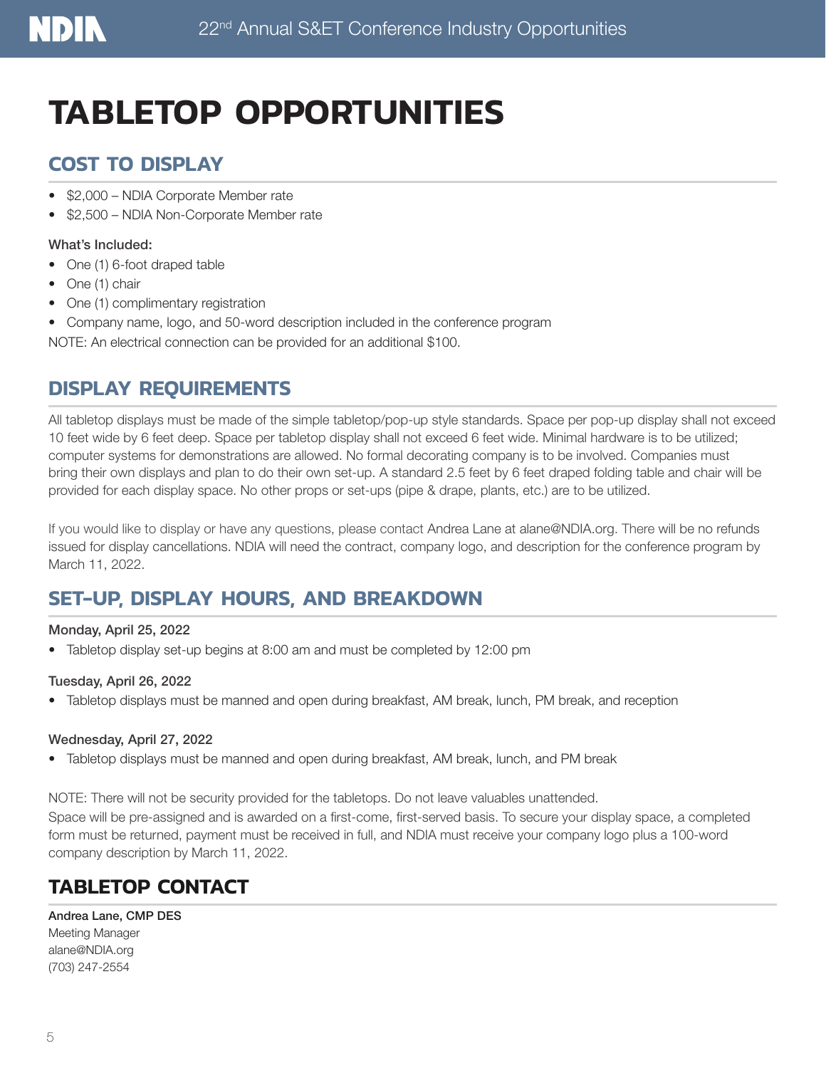# TABLETOP OPPORTUNITIES

## COST TO DISPLAY

- \$2,000 – NDIA Corporate Member rate
- \$2,500 – NDIA Non-Corporate Member rate

**What's Included:**

- One (1) 6-foot draped table
- One (1) chair
- One (1) complimentary registration
- Company name, logo, and 50-word description included in the conference program

NOTE: An electrical connection can be provided for an additional \$100.

## DISPLAY REQUIREMENTS

All tabletop displays must be made of the simple tabletop/pop-up style standards. Space per pop-up display shall not exceed 10 feet wide by 6 feet deep. Space per tabletop display shall not exceed 6 feet wide. Minimal hardware is to be utilized; computer systems for demonstrations are allowed. No formal decorating company is to be involved. Companies must bring their own displays and plan to do their own set-up. A standard 2.5 feet by 6 feet draped folding table and chair will be provided for each display space. No other props or set-ups (pipe & drape, plants, etc.) are to be utilized.

If you would like to display or have any questions, please contact Andrea Lane at alane@NDIA.org. There will be no refunds issued for display cancellations. NDIA will need the contract, company logo, and description for the conference program by March 11, 2022.

## SET-UP, DISPLAY HOURS, AND BREAKDOWN

**Monday, April 25, 2022**

- Tabletop display set-up begins at 8:00 am and must be completed by 12:00 pm

**Tuesday, April 26, 2022**

- Tabletop displays must be manned and open during breakfast, AM break, lunch, PM break, and reception

**Wednesday, April 27, 2022**

- Tabletop displays must be manned and open during breakfast, AM break, lunch, and PM break

NOTE: There will not be security provided for the tabletops. Do not leave valuables unattended.
Space will be pre-assigned and is awarded on a first-come, first-served basis. To secure your display space, a completed form must be returned, payment must be received in full, and NDIA must receive your company logo plus a 100-word company description by March 11, 2022.

## TABLETOP CONTACT

**Andrea Lane, CMP DES**
Meeting Manager
alane@NDIA.org
(703) 247-2554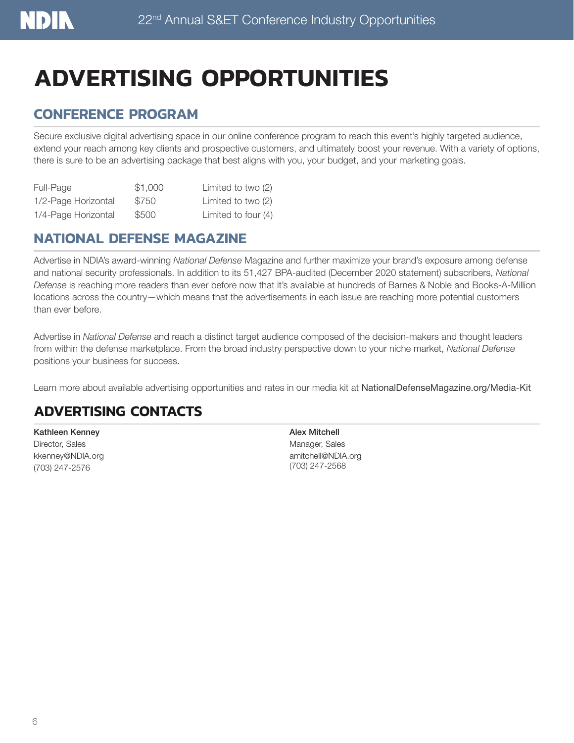# ADVERTISING OPPORTUNITIES

## CONFERENCE PROGRAM

Secure exclusive digital advertising space in our online conference program to reach this event's highly targeted audience, extend your reach among key clients and prospective customers, and ultimately boost your revenue. With a variety of options, there is sure to be an advertising package that best aligns with you, your budget, and your marketing goals.

| | | |
|---|---|---|
| Full-Page | $1,000 | Limited to two (2) |
| 1/2-Page Horizontal | $750 | Limited to two (2) |
| 1/4-Page Horizontal | $500 | Limited to four (4) |

## NATIONAL DEFENSE MAGAZINE

Advertise in NDIA's award-winning *National Defense* Magazine and further maximize your brand's exposure among defense and national security professionals. In addition to its 51,427 BPA-audited (December 2020 statement) subscribers, *National Defense* is reaching more readers than ever before now that it's available at hundreds of Barnes & Noble and Books-A-Million locations across the country—which means that the advertisements in each issue are reaching more potential customers than ever before.

Advertise in *National Defense* and reach a distinct target audience composed of the decision-makers and thought leaders from within the defense marketplace. From the broad industry perspective down to your niche market, *National Defense* positions your business for success.

Learn more about available advertising opportunities and rates in our media kit at NationalDefenseMagazine.org/Media-Kit

## ADVERTISING CONTACTS

**Kathleen Kenney**
Director, Sales
kkenney@NDIA.org
(703) 247-2576

**Alex Mitchell**
Manager, Sales
amitchell@NDIA.org
(703) 247-2568